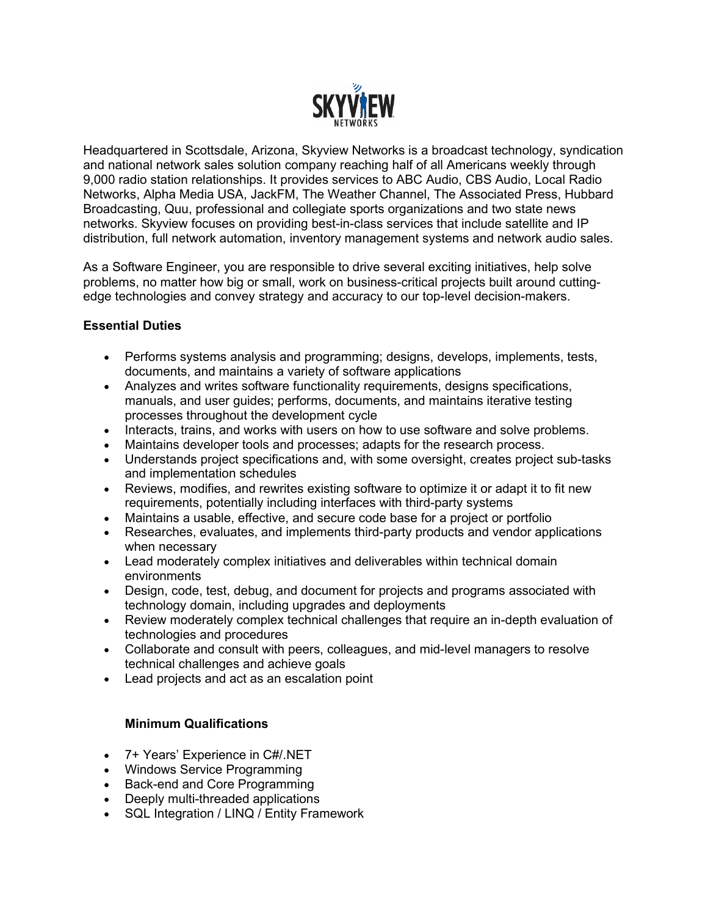Headquartered in Scottsdale, Arizona, Skyview Networks is a broadcast technology, syndication and national network sales solution company reaching half of all Americans weekly through 9,000 radio station relationships. It provides services to ABC Audio, CBS Audio, Local Radio Networks, Alpha Media USA, JackFM, The Weather Channel, The Associated Press, Hubbard Broadcasting, Quu, professional and collegiate sports organizations and two state news networks. Skyview focuses on providing best-in-class services that include satellite and IP distribution, full network automation, inventory management systems and network audio sales.

As a Software Engineer, you are responsible to drive several exciting initiatives, help solve problems, no matter how big or small, work on business-critical projects built around cutting-edge technologies and convey strategy and accuracy to our top-level decision-makers.

**Essential Duties**

- Performs systems analysis and programming; designs, develops, implements, tests, documents, and maintains a variety of software applications
- Analyzes and writes software functionality requirements, designs specifications, manuals, and user guides; performs, documents, and maintains iterative testing processes throughout the development cycle
- Interacts, trains, and works with users on how to use software and solve problems.
- Maintains developer tools and processes; adapts for the research process.
- Understands project specifications and, with some oversight, creates project sub-tasks and implementation schedules
- Reviews, modifies, and rewrites existing software to optimize it or adapt it to fit new requirements, potentially including interfaces with third-party systems
- Maintains a usable, effective, and secure code base for a project or portfolio
- Researches, evaluates, and implements third-party products and vendor applications when necessary
- Lead moderately complex initiatives and deliverables within technical domain environments
- Design, code, test, debug, and document for projects and programs associated with technology domain, including upgrades and deployments
- Review moderately complex technical challenges that require an in-depth evaluation of technologies and procedures
- Collaborate and consult with peers, colleagues, and mid-level managers to resolve technical challenges and achieve goals
- Lead projects and act as an escalation point

**Minimum Qualifications**

- 7+ Years' Experience in C#/.NET
- Windows Service Programming
- Back-end and Core Programming
- Deeply multi-threaded applications
- SQL Integration / LINQ / Entity Framework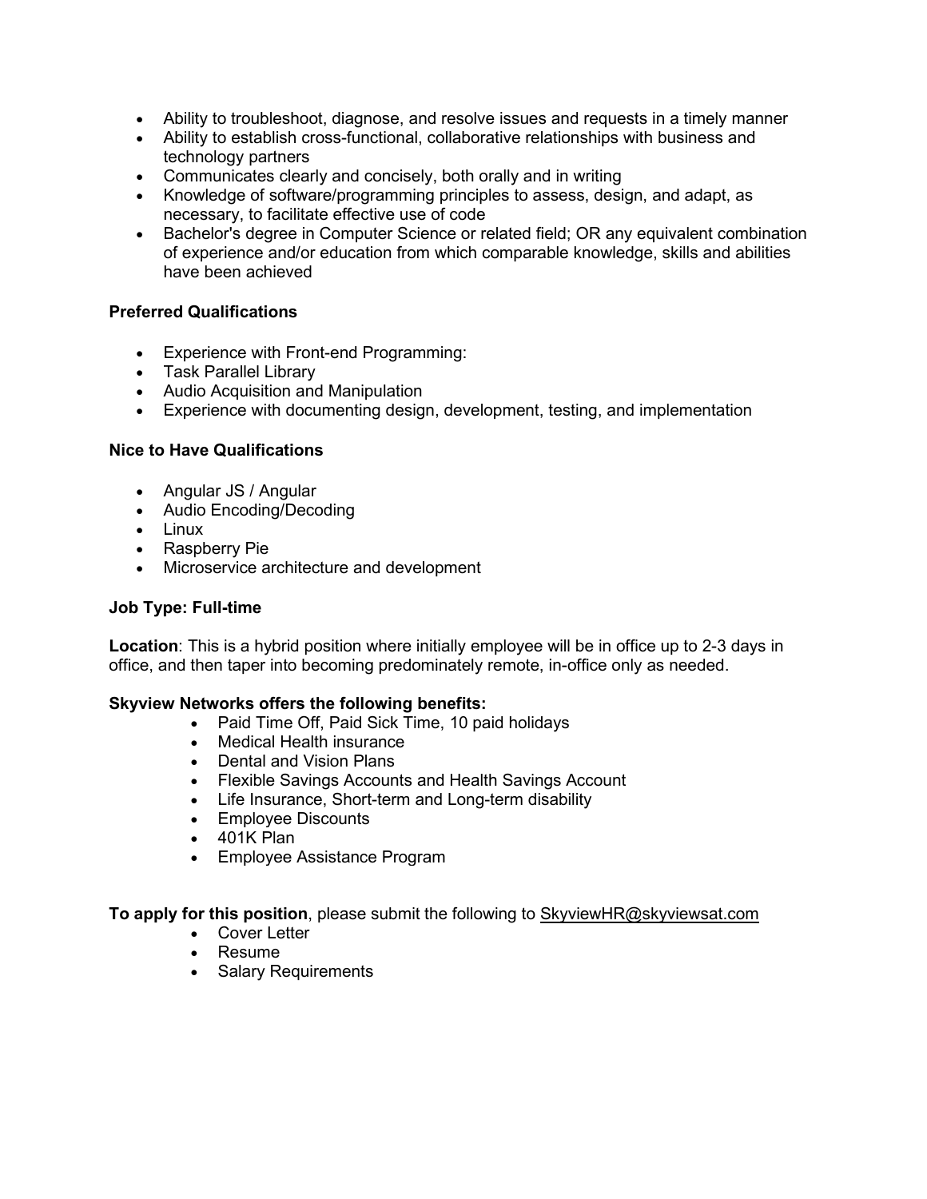- Ability to troubleshoot, diagnose, and resolve issues and requests in a timely manner
- Ability to establish cross-functional, collaborative relationships with business and technology partners
- Communicates clearly and concisely, both orally and in writing
- Knowledge of software/programming principles to assess, design, and adapt, as necessary, to facilitate effective use of code
- Bachelor's degree in Computer Science or related field; OR any equivalent combination of experience and/or education from which comparable knowledge, skills and abilities have been achieved

**Preferred Qualifications**

- Experience with Front-end Programming:
- Task Parallel Library
- Audio Acquisition and Manipulation
- Experience with documenting design, development, testing, and implementation

**Nice to Have Qualifications**

- Angular JS / Angular
- Audio Encoding/Decoding
- Linux
- Raspberry Pie
- Microservice architecture and development

**Job Type: Full-time**

**Location**: This is a hybrid position where initially employee will be in office up to 2-3 days in office, and then taper into becoming predominately remote, in-office only as needed.

**Skyview Networks offers the following benefits:**

- Paid Time Off, Paid Sick Time, 10 paid holidays
- Medical Health insurance
- Dental and Vision Plans
- Flexible Savings Accounts and Health Savings Account
- Life Insurance, Short-term and Long-term disability
- Employee Discounts
- 401K Plan
- Employee Assistance Program

**To apply for this position**, please submit the following to SkyviewHR@skyviewsat.com

- Cover Letter
- Resume
- Salary Requirements